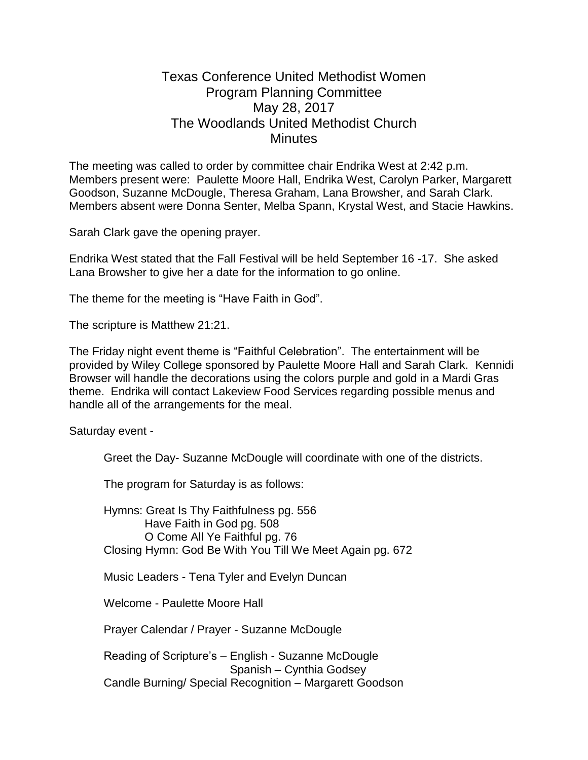# Texas Conference United Methodist Women
## Program Planning Committee
### May 28, 2017
### The Woodlands United Methodist Church
### Minutes

The meeting was called to order by committee chair Endrika West at 2:42 p.m. Members present were: Paulette Moore Hall, Endrika West, Carolyn Parker, Margarett Goodson, Suzanne McDougle, Theresa Graham, Lana Browsher, and Sarah Clark. Members absent were Donna Senter, Melba Spann, Krystal West, and Stacie Hawkins.

Sarah Clark gave the opening prayer.

Endrika West stated that the Fall Festival will be held September 16 -17. She asked Lana Browsher to give her a date for the information to go online.

The theme for the meeting is "Have Faith in God".

The scripture is Matthew 21:21.

The Friday night event theme is "Faithful Celebration". The entertainment will be provided by Wiley College sponsored by Paulette Moore Hall and Sarah Clark. Kennidi Browser will handle the decorations using the colors purple and gold in a Mardi Gras theme. Endrika will contact Lakeview Food Services regarding possible menus and handle all of the arrangements for the meal.

Saturday event -

Greet the Day- Suzanne McDougle will coordinate with one of the districts.

The program for Saturday is as follows:

Hymns: Great Is Thy Faithfulness pg. 556
Have Faith in God pg. 508
O Come All Ye Faithful pg. 76
Closing Hymn: God Be With You Till We Meet Again pg. 672

Music Leaders - Tena Tyler and Evelyn Duncan

Welcome - Paulette Moore Hall

Prayer Calendar / Prayer - Suzanne McDougle

Reading of Scripture's – English - Suzanne McDougle
Spanish – Cynthia Godsey
Candle Burning/ Special Recognition – Margarett Goodson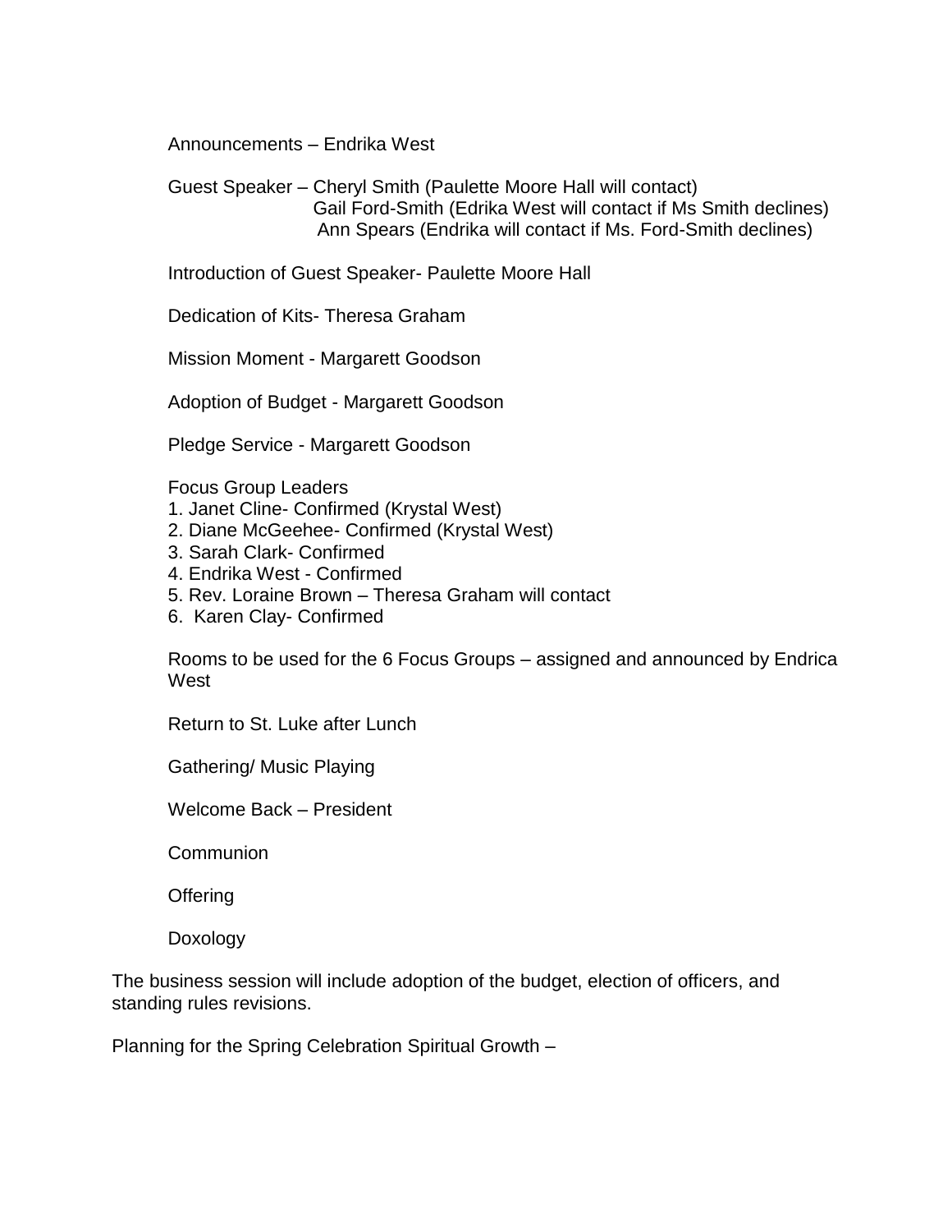Announcements – Endrika West

Guest Speaker – Cheryl Smith (Paulette Moore Hall will contact)
Gail Ford-Smith (Edrika West will contact if Ms Smith declines)
Ann Spears (Endrika will contact if Ms. Ford-Smith declines)

Introduction of Guest Speaker- Paulette Moore Hall

Dedication of Kits- Theresa Graham

Mission Moment - Margarett Goodson

Adoption of Budget - Margarett Goodson

Pledge Service - Margarett Goodson

Focus Group Leaders

1. Janet Cline- Confirmed (Krystal West)
2. Diane McGeehee- Confirmed (Krystal West)
3. Sarah Clark- Confirmed
4. Endrika West - Confirmed
5. Rev. Loraine Brown – Theresa Graham will contact
6. Karen Clay- Confirmed

Rooms to be used for the 6 Focus Groups – assigned and announced by Endrica West

Return to St. Luke after Lunch

Gathering/ Music Playing

Welcome Back – President

Communion

Offering

Doxology

The business session will include adoption of the budget, election of officers, and standing rules revisions.

Planning for the Spring Celebration Spiritual Growth –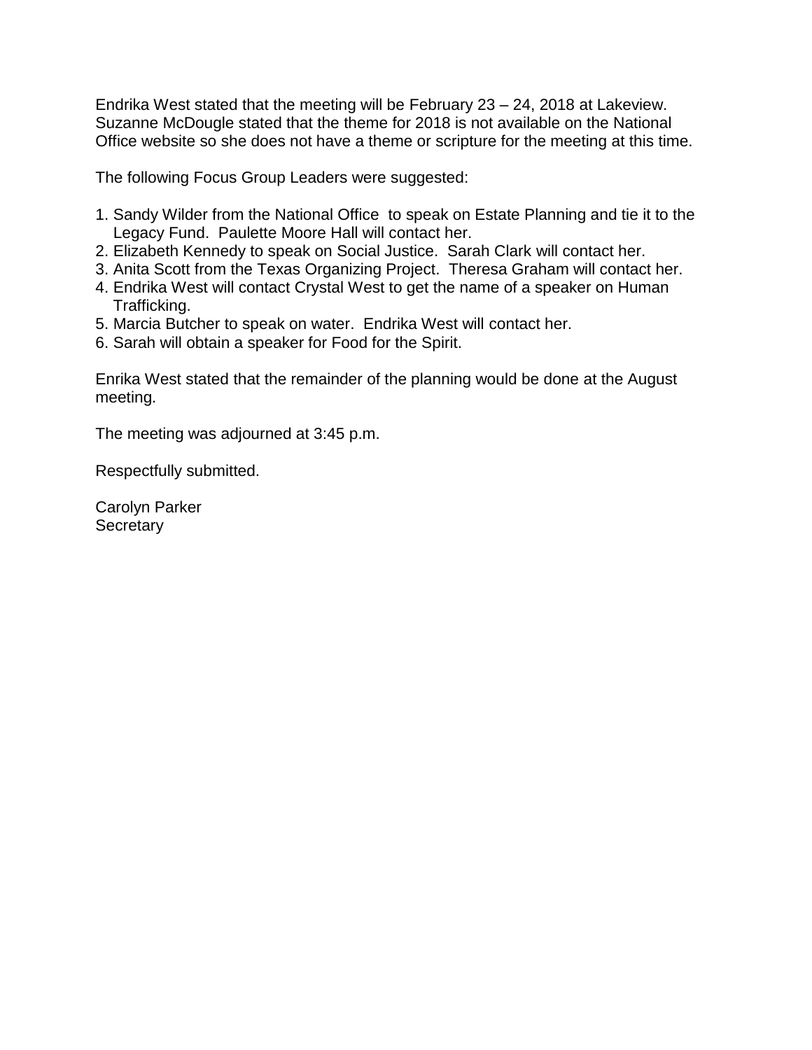Endrika West stated that the meeting will be February 23 – 24, 2018 at Lakeview. Suzanne McDougle stated that the theme for 2018 is not available on the National Office website so she does not have a theme or scripture for the meeting at this time.

The following Focus Group Leaders were suggested:

1. Sandy Wilder from the National Office to speak on Estate Planning and tie it to the Legacy Fund. Paulette Moore Hall will contact her.
2. Elizabeth Kennedy to speak on Social Justice. Sarah Clark will contact her.
3. Anita Scott from the Texas Organizing Project. Theresa Graham will contact her.
4. Endrika West will contact Crystal West to get the name of a speaker on Human Trafficking.
5. Marcia Butcher to speak on water. Endrika West will contact her.
6. Sarah will obtain a speaker for Food for the Spirit.

Enrika West stated that the remainder of the planning would be done at the August meeting.

The meeting was adjourned at 3:45 p.m.

Respectfully submitted.

Carolyn Parker
Secretary